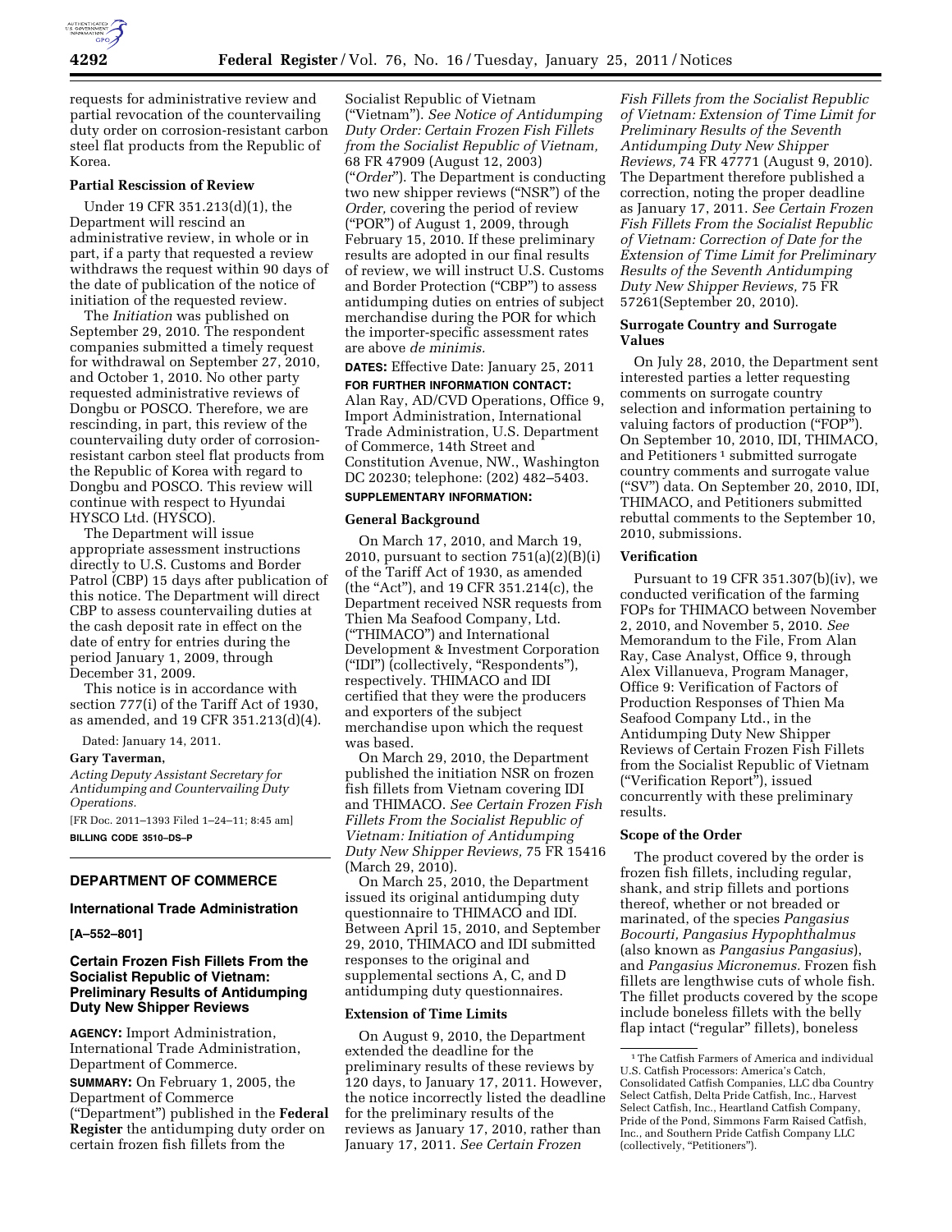requests for administrative review and partial revocation of the countervailing duty order on corrosion-resistant carbon steel flat products from the Republic of Korea.

### Partial Rescission of Review

Under 19 CFR 351.213(d)(1), the Department will rescind an administrative review, in whole or in part, if a party that requested a review withdraws the request within 90 days of the date of publication of the notice of initiation of the requested review.

The *Initiation* was published on September 29, 2010. The respondent companies submitted a timely request for withdrawal on September 27, 2010, and October 1, 2010. No other party requested administrative reviews of Dongbu or POSCO. Therefore, we are rescinding, in part, this review of the countervailing duty order of corrosion-resistant carbon steel flat products from the Republic of Korea with regard to Dongbu and POSCO. This review will continue with respect to Hyundai HYSCO Ltd. (HYSCO).

The Department will issue appropriate assessment instructions directly to U.S. Customs and Border Patrol (CBP) 15 days after publication of this notice. The Department will direct CBP to assess countervailing duties at the cash deposit rate in effect on the date of entry for entries during the period January 1, 2009, through December 31, 2009.

This notice is in accordance with section 777(i) of the Tariff Act of 1930, as amended, and 19 CFR 351.213(d)(4).

Dated: January 14, 2011.

**Gary Taverman,**

*Acting Deputy Assistant Secretary for Antidumping and Countervailing Duty Operations.*

[FR Doc. 2011–1393 Filed 1–24–11; 8:45 am]

**BILLING CODE 3510–DS–P**

---

## DEPARTMENT OF COMMERCE

### International Trade Administration

**[A–552–801]**

## Certain Frozen Fish Fillets From the Socialist Republic of Vietnam: Preliminary Results of Antidumping Duty New Shipper Reviews

**AGENCY:** Import Administration, International Trade Administration, Department of Commerce.

**SUMMARY:** On February 1, 2005, the Department of Commerce ("Department") published in the **Federal Register** the antidumping duty order on certain frozen fish fillets from the Socialist Republic of Vietnam ("Vietnam"). *See Notice of Antidumping Duty Order: Certain Frozen Fish Fillets from the Socialist Republic of Vietnam,* 68 FR 47909 (August 12, 2003) ("*Order*"). The Department is conducting two new shipper reviews ("NSR") of the *Order,* covering the period of review ("POR") of August 1, 2009, through February 15, 2010. If these preliminary results are adopted in our final results of review, we will instruct U.S. Customs and Border Protection ("CBP") to assess antidumping duties on entries of subject merchandise during the POR for which the importer-specific assessment rates are above *de minimis.*

**DATES:** Effective Date: January 25, 2011

**FOR FURTHER INFORMATION CONTACT:** Alan Ray, AD/CVD Operations, Office 9, Import Administration, International Trade Administration, U.S. Department of Commerce, 14th Street and Constitution Avenue, NW., Washington DC 20230; telephone: (202) 482–5403.

**SUPPLEMENTARY INFORMATION:**

### General Background

On March 17, 2010, and March 19, 2010, pursuant to section 751(a)(2)(B)(i) of the Tariff Act of 1930, as amended (the "Act"), and 19 CFR 351.214(c), the Department received NSR requests from Thien Ma Seafood Company, Ltd. ("THIMACO") and International Development & Investment Corporation ("IDI") (collectively, "Respondents"), respectively. THIMACO and IDI certified that they were the producers and exporters of the subject merchandise upon which the request was based.

On March 29, 2010, the Department published the initiation NSR on frozen fish fillets from Vietnam covering IDI and THIMACO. *See Certain Frozen Fish Fillets From the Socialist Republic of Vietnam: Initiation of Antidumping Duty New Shipper Reviews,* 75 FR 15416 (March 29, 2010).

On March 25, 2010, the Department issued its original antidumping duty questionnaire to THIMACO and IDI. Between April 15, 2010, and September 29, 2010, THIMACO and IDI submitted responses to the original and supplemental sections A, C, and D antidumping duty questionnaires.

### Extension of Time Limits

On August 9, 2010, the Department extended the deadline for the preliminary results of these reviews by 120 days, to January 17, 2011. However, the notice incorrectly listed the deadline for the preliminary results of the reviews as January 17, 2010, rather than January 17, 2011. *See Certain Frozen Fish Fillets from the Socialist Republic of Vietnam: Extension of Time Limit for Preliminary Results of the Seventh Antidumping Duty New Shipper Reviews,* 74 FR 47771 (August 9, 2010). The Department therefore published a correction, noting the proper deadline as January 17, 2011. *See Certain Frozen Fish Fillets From the Socialist Republic of Vietnam: Correction of Date for the Extension of Time Limit for Preliminary Results of the Seventh Antidumping Duty New Shipper Reviews,* 75 FR 57261(September 20, 2010).

### Surrogate Country and Surrogate Values

On July 28, 2010, the Department sent interested parties a letter requesting comments on surrogate country selection and information pertaining to valuing factors of production ("FOP"). On September 10, 2010, IDI, THIMACO, and Petitioners [1] submitted surrogate country comments and surrogate value ("SV") data. On September 20, 2010, IDI, THIMACO, and Petitioners submitted rebuttal comments to the September 10, 2010, submissions.

### Verification

Pursuant to 19 CFR 351.307(b)(iv), we conducted verification of the farming FOPs for THIMACO between November 2, 2010, and November 5, 2010. *See* Memorandum to the File, From Alan Ray, Case Analyst, Office 9, through Alex Villanueva, Program Manager, Office 9: Verification of Factors of Production Responses of Thien Ma Seafood Company Ltd., in the Antidumping Duty New Shipper Reviews of Certain Frozen Fish Fillets from the Socialist Republic of Vietnam ("Verification Report"), issued concurrently with these preliminary results.

### Scope of the Order

The product covered by the order is frozen fish fillets, including regular, shank, and strip fillets and portions thereof, whether or not breaded or marinated, of the species *Pangasius Bocourti, Pangasius Hypophthalmus* (also known as *Pangasius Pangasius*), and *Pangasius Micronemus.* Frozen fish fillets are lengthwise cuts of whole fish. The fillet products covered by the scope include boneless fillets with the belly flap intact ("regular" fillets), boneless

[1] The Catfish Farmers of America and individual U.S. Catfish Processors: America's Catch, Consolidated Catfish Companies, LLC dba Country Select Catfish, Delta Pride Catfish, Inc., Harvest Select Catfish, Inc., Heartland Catfish Company, Pride of the Pond, Simmons Farm Raised Catfish, Inc., and Southern Pride Catfish Company LLC (collectively, "Petitioners").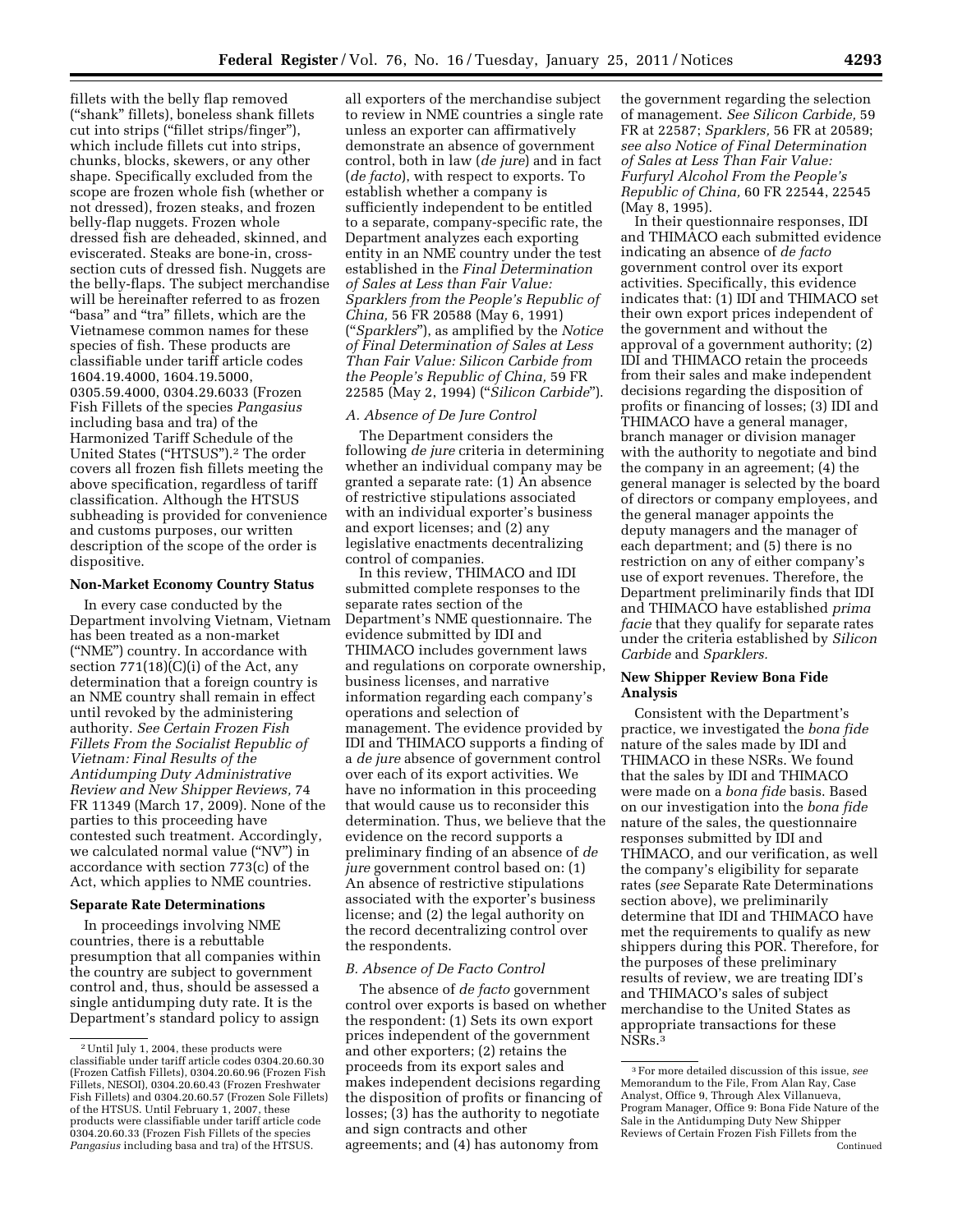fillets with the belly flap removed ("shank" fillets), boneless shank fillets cut into strips ("fillet strips/finger"), which include fillets cut into strips, chunks, blocks, skewers, or any other shape. Specifically excluded from the scope are frozen whole fish (whether or not dressed), frozen steaks, and frozen belly-flap nuggets. Frozen whole dressed fish are deheaded, skinned, and eviscerated. Steaks are bone-in, cross-section cuts of dressed fish. Nuggets are the belly-flaps. The subject merchandise will be hereinafter referred to as frozen "basa" and "tra" fillets, which are the Vietnamese common names for these species of fish. These products are classifiable under tariff article codes 1604.19.4000, 1604.19.5000, 0305.59.4000, 0304.29.6033 (Frozen Fish Fillets of the species *Pangasius* including basa and tra) of the Harmonized Tariff Schedule of the United States ("HTSUS").[2] The order covers all frozen fish fillets meeting the above specification, regardless of tariff classification. Although the HTSUS subheading is provided for convenience and customs purposes, our written description of the scope of the order is dispositive.

**Non-Market Economy Country Status**

In every case conducted by the Department involving Vietnam, Vietnam has been treated as a non-market ("NME") country. In accordance with section 771(18)(C)(i) of the Act, any determination that a foreign country is an NME country shall remain in effect until revoked by the administering authority. *See Certain Frozen Fish Fillets From the Socialist Republic of Vietnam: Final Results of the Antidumping Duty Administrative Review and New Shipper Reviews,* 74 FR 11349 (March 17, 2009). None of the parties to this proceeding have contested such treatment. Accordingly, we calculated normal value ("NV") in accordance with section 773(c) of the Act, which applies to NME countries.

**Separate Rate Determinations**

In proceedings involving NME countries, there is a rebuttable presumption that all companies within the country are subject to government control and, thus, should be assessed a single antidumping duty rate. It is the Department's standard policy to assign all exporters of the merchandise subject to review in NME countries a single rate unless an exporter can affirmatively demonstrate an absence of government control, both in law (*de jure*) and in fact (*de facto*), with respect to exports. To establish whether a company is sufficiently independent to be entitled to a separate, company-specific rate, the Department analyzes each exporting entity in an NME country under the test established in the *Final Determination of Sales at Less than Fair Value: Sparklers from the People's Republic of China,* 56 FR 20588 (May 6, 1991) ("*Sparklers*"), as amplified by the *Notice of Final Determination of Sales at Less Than Fair Value: Silicon Carbide from the People's Republic of China,* 59 FR 22585 (May 2, 1994) ("*Silicon Carbide*").

*A. Absence of De Jure Control*

The Department considers the following *de jure* criteria in determining whether an individual company may be granted a separate rate: (1) An absence of restrictive stipulations associated with an individual exporter's business and export licenses; and (2) any legislative enactments decentralizing control of companies.

In this review, THIMACO and IDI submitted complete responses to the separate rates section of the Department's NME questionnaire. The evidence submitted by IDI and THIMACO includes government laws and regulations on corporate ownership, business licenses, and narrative information regarding each company's operations and selection of management. The evidence provided by IDI and THIMACO supports a finding of a *de jure* absence of government control over each of its export activities. We have no information in this proceeding that would cause us to reconsider this determination. Thus, we believe that the evidence on the record supports a preliminary finding of an absence of *de jure* government control based on: (1) An absence of restrictive stipulations associated with the exporter's business license; and (2) the legal authority on the record decentralizing control over the respondents.

*B. Absence of De Facto Control*

The absence of *de facto* government control over exports is based on whether the respondent: (1) Sets its own export prices independent of the government and other exporters; (2) retains the proceeds from its export sales and makes independent decisions regarding the disposition of profits or financing of losses; (3) has the authority to negotiate and sign contracts and other agreements; and (4) has autonomy from the government regarding the selection of management. *See Silicon Carbide,* 59 FR at 22587; *Sparklers,* 56 FR at 20589; *see also Notice of Final Determination of Sales at Less Than Fair Value: Furfuryl Alcohol From the People's Republic of China,* 60 FR 22544, 22545 (May 8, 1995).

In their questionnaire responses, IDI and THIMACO each submitted evidence indicating an absence of *de facto* government control over its export activities. Specifically, this evidence indicates that: (1) IDI and THIMACO set their own export prices independent of the government and without the approval of a government authority; (2) IDI and THIMACO retain the proceeds from their sales and make independent decisions regarding the disposition of profits or financing of losses; (3) IDI and THIMACO have a general manager, branch manager or division manager with the authority to negotiate and bind the company in an agreement; (4) the general manager is selected by the board of directors or company employees, and the general manager appoints the deputy managers and the manager of each department; and (5) there is no restriction on any of either company's use of export revenues. Therefore, the Department preliminarily finds that IDI and THIMACO have established *prima facie* that they qualify for separate rates under the criteria established by *Silicon Carbide* and *Sparklers.*

**New Shipper Review Bona Fide Analysis**

Consistent with the Department's practice, we investigated the *bona fide* nature of the sales made by IDI and THIMACO in these NSRs. We found that the sales by IDI and THIMACO were made on a *bona fide* basis. Based on our investigation into the *bona fide* nature of the sales, the questionnaire responses submitted by IDI and THIMACO, and our verification, as well the company's eligibility for separate rates (*see* Separate Rate Determinations section above), we preliminarily determine that IDI and THIMACO have met the requirements to qualify as new shippers during this POR. Therefore, for the purposes of these preliminary results of review, we are treating IDI's and THIMACO's sales of subject merchandise to the United States as appropriate transactions for these NSRs.[3]

---

[2] Until July 1, 2004, these products were classifiable under tariff article codes 0304.20.60.30 (Frozen Catfish Fillets), 0304.20.60.96 (Frozen Fish Fillets, NESOI), 0304.20.60.43 (Frozen Freshwater Fish Fillets) and 0304.20.60.57 (Frozen Sole Fillets) of the HTSUS. Until February 1, 2007, these products were classifiable under tariff article code 0304.20.60.33 (Frozen Fish Fillets of the species *Pangasius* including basa and tra) of the HTSUS.

[3] For more detailed discussion of this issue, *see* Memorandum to the File, From Alan Ray, Case Analyst, Office 9, Through Alex Villanueva, Program Manager, Office 9: Bona Fide Nature of the Sale in the Antidumping Duty New Shipper Reviews of Certain Frozen Fish Fillets from the Continued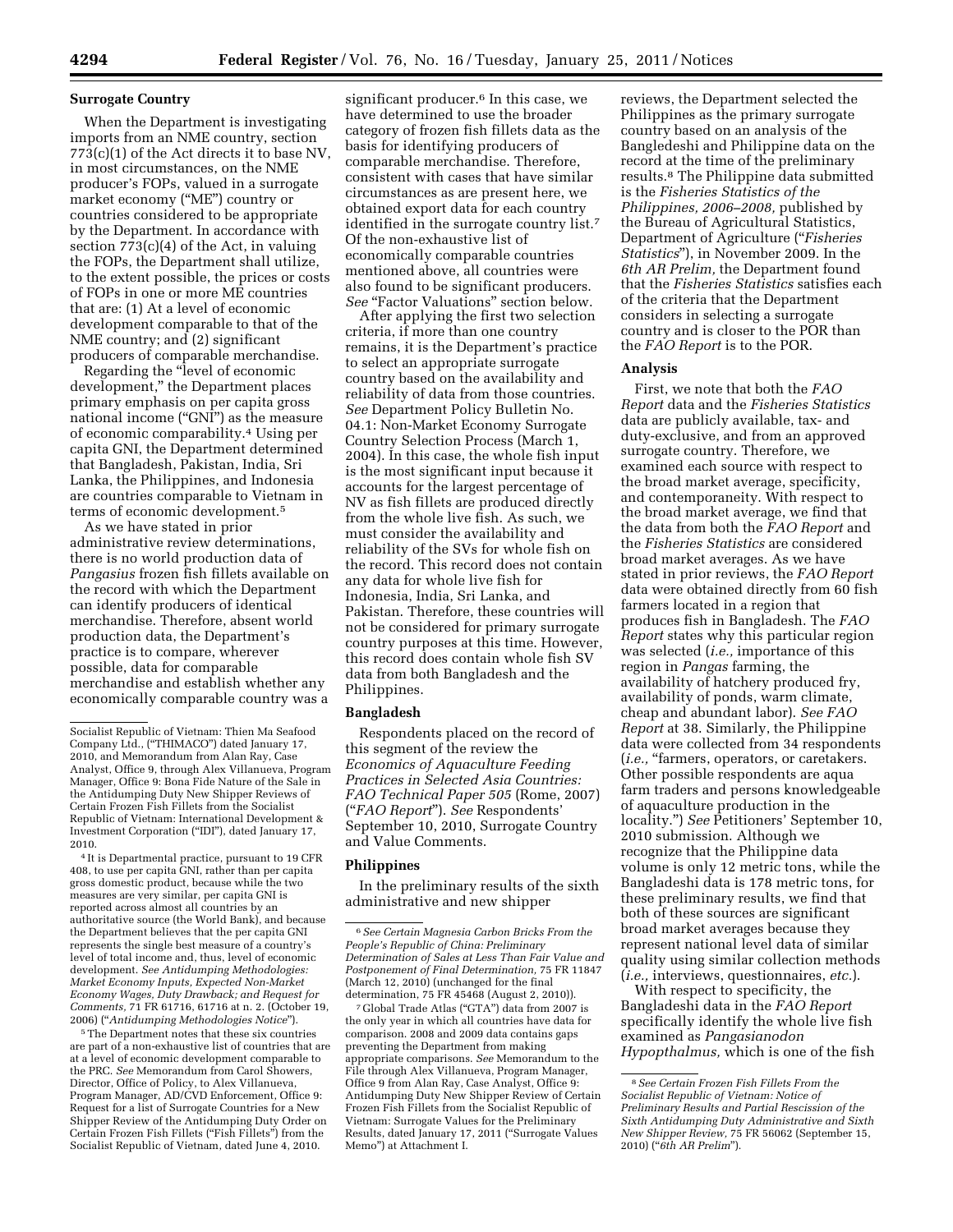**Surrogate Country**

When the Department is investigating imports from an NME country, section 773(c)(1) of the Act directs it to base NV, in most circumstances, on the NME producer's FOPs, valued in a surrogate market economy ("ME") country or countries considered to be appropriate by the Department. In accordance with section 773(c)(4) of the Act, in valuing the FOPs, the Department shall utilize, to the extent possible, the prices or costs of FOPs in one or more ME countries that are: (1) At a level of economic development comparable to that of the NME country; and (2) significant producers of comparable merchandise.

Regarding the "level of economic development," the Department places primary emphasis on per capita gross national income ("GNI") as the measure of economic comparability.[4] Using per capita GNI, the Department determined that Bangladesh, Pakistan, India, Sri Lanka, the Philippines, and Indonesia are countries comparable to Vietnam in terms of economic development.[5]

As we have stated in prior administrative review determinations, there is no world production data of *Pangasius* frozen fish fillets available on the record with which the Department can identify producers of identical merchandise. Therefore, absent world production data, the Department's practice is to compare, wherever possible, data for comparable merchandise and establish whether any economically comparable country was a significant producer.[6] In this case, we have determined to use the broader category of frozen fish fillets data as the basis for identifying producers of comparable merchandise. Therefore, consistent with cases that have similar circumstances as are present here, we obtained export data for each country identified in the surrogate country list.[7] Of the non-exhaustive list of economically comparable countries mentioned above, all countries were also found to be significant producers. *See* "Factor Valuations" section below.

After applying the first two selection criteria, if more than one country remains, it is the Department's practice to select an appropriate surrogate country based on the availability and reliability of data from those countries. *See* Department Policy Bulletin No. 04.1: Non-Market Economy Surrogate Country Selection Process (March 1, 2004). In this case, the whole fish input is the most significant input because it accounts for the largest percentage of NV as fish fillets are produced directly from the whole live fish. As such, we must consider the availability and reliability of the SVs for whole fish on the record. This record does not contain any data for whole live fish for Indonesia, India, Sri Lanka, and Pakistan. Therefore, these countries will not be considered for primary surrogate country purposes at this time. However, this record does contain whole fish SV data from both Bangladesh and the Philippines.

**Bangladesh**

Respondents placed on the record of this segment of the review the *Economics of Aquaculture Feeding Practices in Selected Asia Countries: FAO Technical Paper 505* (Rome, 2007) ("*FAO Report*"). *See* Respondents' September 10, 2010, Surrogate Country and Value Comments.

**Philippines**

In the preliminary results of the sixth administrative and new shipper reviews, the Department selected the Philippines as the primary surrogate country based on an analysis of the Bangledeshi and Philippine data on the record at the time of the preliminary results.[8] The Philippine data submitted is the *Fisheries Statistics of the Philippines, 2006–2008,* published by the Bureau of Agricultural Statistics, Department of Agriculture ("*Fisheries Statistics*"), in November 2009. In the *6th AR Prelim,* the Department found that the *Fisheries Statistics* satisfies each of the criteria that the Department considers in selecting a surrogate country and is closer to the POR than the *FAO Report* is to the POR.

**Analysis**

First, we note that both the *FAO Report* data and the *Fisheries Statistics* data are publicly available, tax- and duty-exclusive, and from an approved surrogate country. Therefore, we examined each source with respect to the broad market average, specificity, and contemporaneity. With respect to the broad market average, we find that the data from both the *FAO Report* and the *Fisheries Statistics* are considered broad market averages. As we have stated in prior reviews, the *FAO Report* data were obtained directly from 60 fish farmers located in a region that produces fish in Bangladesh. The *FAO Report* states why this particular region was selected (*i.e.,* importance of this region in *Pangas* farming, the availability of hatchery produced fry, availability of ponds, warm climate, cheap and abundant labor). *See FAO Report* at 38. Similarly, the Philippine data were collected from 34 respondents (*i.e.,* "farmers, operators, or caretakers. Other possible respondents are aqua farm traders and persons knowledgeable of aquaculture production in the locality.") *See* Petitioners' September 10, 2010 submission. Although we recognize that the Philippine data volume is only 12 metric tons, while the Bangladeshi data is 178 metric tons, for these preliminary results, we find that both of these sources are significant broad market averages because they represent national level data of similar quality using similar collection methods (*i.e.,* interviews, questionnaires, *etc.*).

With respect to specificity, the Bangladeshi data in the *FAO Report* specifically identify the whole live fish examined as *Pangasianodon Hypopthalmus,* which is one of the fish

---

Socialist Republic of Vietnam: Thien Ma Seafood Company Ltd., ("THIMACO") dated January 17, 2010, and Memorandum from Alan Ray, Case Analyst, Office 9, through Alex Villanueva, Program Manager, Office 9: Bona Fide Nature of the Sale in the Antidumping Duty New Shipper Reviews of Certain Frozen Fish Fillets from the Socialist Republic of Vietnam: International Development & Investment Corporation ("IDI"), dated January 17, 2010.

[4] It is Departmental practice, pursuant to 19 CFR 408, to use per capita GNI, rather than per capita gross domestic product, because while the two measures are very similar, per capita GNI is reported across almost all countries by an authoritative source (the World Bank), and because the Department believes that the per capita GNI represents the single best measure of a country's level of total income and, thus, level of economic development. *See Antidumping Methodologies: Market Economy Inputs, Expected Non-Market Economy Wages, Duty Drawback; and Request for Comments,* 71 FR 61716, 61716 at n. 2. (October 19, 2006) ("*Antidumping Methodologies Notice*").

[5] The Department notes that these six countries are part of a non-exhaustive list of countries that are at a level of economic development comparable to the PRC. *See* Memorandum from Carol Showers, Director, Office of Policy, to Alex Villanueva, Program Manager, AD/CVD Enforcement, Office 9: Request for a list of Surrogate Countries for a New Shipper Review of the Antidumping Duty Order on Certain Frozen Fish Fillets ("Fish Fillets") from the Socialist Republic of Vietnam, dated June 4, 2010.

[6] *See Certain Magnesia Carbon Bricks From the People's Republic of China: Preliminary Determination of Sales at Less Than Fair Value and Postponement of Final Determination,* 75 FR 11847 (March 12, 2010) (unchanged for the final determination, 75 FR 45468 (August 2, 2010)).

[7] Global Trade Atlas ("GTA") data from 2007 is the only year in which all countries have data for comparison. 2008 and 2009 data contains gaps preventing the Department from making appropriate comparisons. *See* Memorandum to the File through Alex Villanueva, Program Manager, Office 9 from Alan Ray, Case Analyst, Office 9: Antidumping Duty New Shipper Review of Certain Frozen Fish Fillets from the Socialist Republic of Vietnam: Surrogate Values for the Preliminary Results, dated January 17, 2011 ("Surrogate Values Memo") at Attachment I.

[8] *See Certain Frozen Fish Fillets From the Socialist Republic of Vietnam: Notice of Preliminary Results and Partial Rescission of the Sixth Antidumping Duty Administrative and Sixth New Shipper Review,* 75 FR 56062 (September 15, 2010) ("*6th AR Prelim*").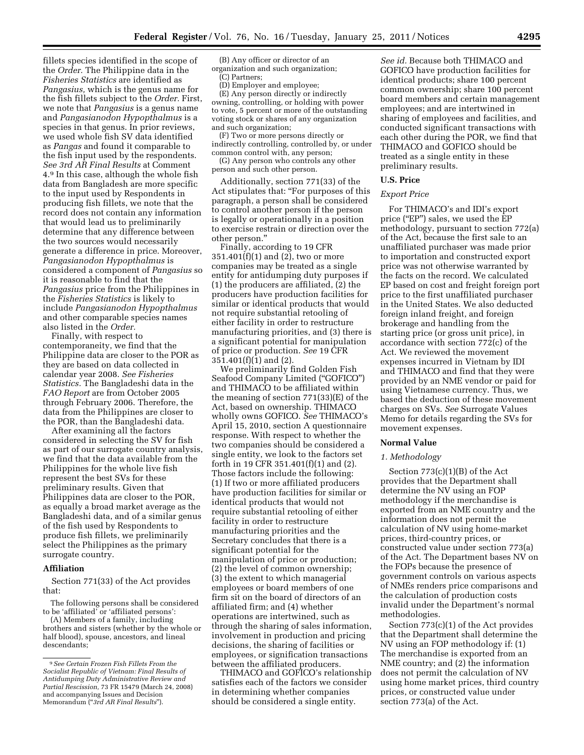fillets species identified in the scope of the *Order.* The Philippine data in the *Fisheries Statistics* are identified as *Pangasius,* which is the genus name for the fish fillets subject to the *Order.* First, we note that *Pangasius* is a genus name and *Pangasianodon Hypopthalmus* is a species in that genus. In prior reviews, we used whole fish SV data identified as *Pangas* and found it comparable to the fish input used by the respondents. *See 3rd AR Final Results* at Comment 4.[9] In this case, although the whole fish data from Bangladesh are more specific to the input used by Respondents in producing fish fillets, we note that the record does not contain any information that would lead us to preliminarily determine that any difference between the two sources would necessarily generate a difference in price. Moreover, *Pangasianodon Hypopthalmus* is considered a component of *Pangasius* so it is reasonable to find that the *Pangasius* price from the Philippines in the *Fisheries Statistics* is likely to include *Pangasianodon Hypopthalmus* and other comparable species names also listed in the *Order.*

Finally, with respect to contemporaneity, we find that the Philippine data are closer to the POR as they are based on data collected in calendar year 2008. *See Fisheries Statistics.* The Bangladeshi data in the *FAO Report* are from October 2005 through February 2006. Therefore, the data from the Philippines are closer to the POR, than the Bangladeshi data.

After examining all the factors considered in selecting the SV for fish as part of our surrogate country analysis, we find that the data available from the Philippines for the whole live fish represent the best SVs for these preliminary results. Given that Philippines data are closer to the POR, as equally a broad market average as the Bangladeshi data, and of a similar genus of the fish used by Respondents to produce fish fillets, we preliminarily select the Philippines as the primary surrogate country.

## Affiliation

Section 771(33) of the Act provides that:

The following persons shall be considered to be 'affiliated' or 'affiliated persons':

(A) Members of a family, including brothers and sisters (whether by the whole or half blood), spouse, ancestors, and lineal descendants;

(B) Any officer or director of an organization and such organization;

(C) Partners;

(D) Employer and employee;

(E) Any person directly or indirectly owning, controlling, or holding with power to vote, 5 percent or more of the outstanding voting stock or shares of any organization and such organization;

(F) Two or more persons directly or indirectly controlling, controlled by, or under common control with, any person;

(G) Any person who controls any other person and such other person.

Additionally, section 771(33) of the Act stipulates that: "For purposes of this paragraph, a person shall be considered to control another person if the person is legally or operationally in a position to exercise restrain or direction over the other person."

Finally, according to 19 CFR 351.401(f)(1) and (2), two or more companies may be treated as a single entity for antidumping duty purposes if (1) the producers are affiliated, (2) the producers have production facilities for similar or identical products that would not require substantial retooling of either facility in order to restructure manufacturing priorities, and (3) there is a significant potential for manipulation of price or production. *See* 19 CFR 351.401(f)(1) and (2).

We preliminarily find Golden Fish Seafood Company Limited ("GOFICO") and THIMACO to be affiliated within the meaning of section 771(33)(E) of the Act, based on ownership. THIMACO wholly owns GOFICO. *See* THIMACO's April 15, 2010, section A questionnaire response. With respect to whether the two companies should be considered a single entity, we look to the factors set forth in 19 CFR 351.401(f)(1) and (2). Those factors include the following: (1) If two or more affiliated producers have production facilities for similar or identical products that would not require substantial retooling of either facility in order to restructure manufacturing priorities and the Secretary concludes that there is a significant potential for the manipulation of price or production; (2) the level of common ownership; (3) the extent to which managerial employees or board members of one firm sit on the board of directors of an affiliated firm; and (4) whether operations are intertwined, such as through the sharing of sales information, involvement in production and pricing decisions, the sharing of facilities or employees, or signification transactions between the affiliated producers.

THIMACO and GOFICO's relationship satisfies each of the factors we consider in determining whether companies should be considered a single entity. *See id.* Because both THIMACO and GOFICO have production facilities for identical products; share 100 percent common ownership; share 100 percent board members and certain management employees; and are intertwined in sharing of employees and facilities, and conducted significant transactions with each other during the POR, we find that THIMACO and GOFICO should be treated as a single entity in these preliminary results.

## U.S. Price

### *Export Price*

For THIMACO's and IDI's export price ("EP") sales, we used the EP methodology, pursuant to section 772(a) of the Act, because the first sale to an unaffiliated purchaser was made prior to importation and constructed export price was not otherwise warranted by the facts on the record. We calculated EP based on cost and freight foreign port price to the first unaffiliated purchaser in the United States. We also deducted foreign inland freight, and foreign brokerage and handling from the starting price (or gross unit price), in accordance with section 772(c) of the Act. We reviewed the movement expenses incurred in Vietnam by IDI and THIMACO and find that they were provided by an NME vendor or paid for using Vietnamese currency. Thus, we based the deduction of these movement charges on SVs. *See* Surrogate Values Memo for details regarding the SVs for movement expenses.

## Normal Value

### *1. Methodology*

Section 773(c)(1)(B) of the Act provides that the Department shall determine the NV using an FOP methodology if the merchandise is exported from an NME country and the information does not permit the calculation of NV using home-market prices, third-country prices, or constructed value under section 773(a) of the Act. The Department bases NV on the FOPs because the presence of government controls on various aspects of NMEs renders price comparisons and the calculation of production costs invalid under the Department's normal methodologies.

Section 773(c)(1) of the Act provides that the Department shall determine the NV using an FOP methodology if: (1) The merchandise is exported from an NME country; and (2) the information does not permit the calculation of NV using home market prices, third country prices, or constructed value under section 773(a) of the Act.

[9] *See Certain Frozen Fish Fillets From the Socialist Republic of Vietnam: Final Results of Antidumping Duty Administrative Review and Partial Rescission,* 73 FR 15479 (March 24, 2008) and accompanying Issues and Decision Memorandum ("*3rd AR Final Results*").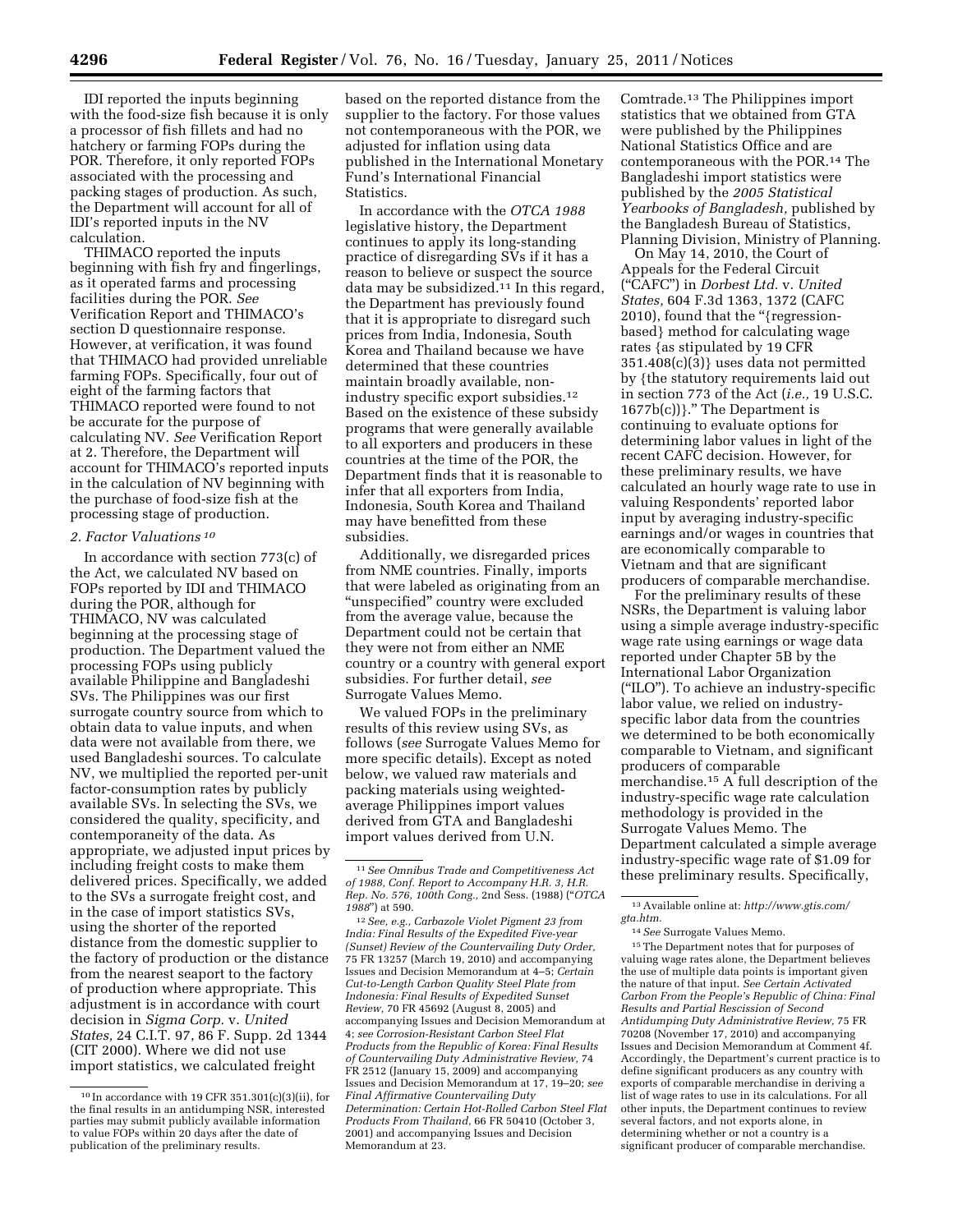IDI reported the inputs beginning with the food-size fish because it is only a processor of fish fillets and had no hatchery or farming FOPs during the POR. Therefore, it only reported FOPs associated with the processing and packing stages of production. As such, the Department will account for all of IDI's reported inputs in the NV calculation.

THIMACO reported the inputs beginning with fish fry and fingerlings, as it operated farms and processing facilities during the POR. *See* Verification Report and THIMACO's section D questionnaire response. However, at verification, it was found that THIMACO had provided unreliable farming FOPs. Specifically, four out of eight of the farming factors that THIMACO reported were found to not be accurate for the purpose of calculating NV. *See* Verification Report at 2. Therefore, the Department will account for THIMACO's reported inputs in the calculation of NV beginning with the purchase of food-size fish at the processing stage of production.

### *2. Factor Valuations* [10]

In accordance with section 773(c) of the Act, we calculated NV based on FOPs reported by IDI and THIMACO during the POR, although for THIMACO, NV was calculated beginning at the processing stage of production. The Department valued the processing FOPs using publicly available Philippine and Bangladeshi SVs. The Philippines was our first surrogate country source from which to obtain data to value inputs, and when data were not available from there, we used Bangladeshi sources. To calculate NV, we multiplied the reported per-unit factor-consumption rates by publicly available SVs. In selecting the SVs, we considered the quality, specificity, and contemporaneity of the data. As appropriate, we adjusted input prices by including freight costs to make them delivered prices. Specifically, we added to the SVs a surrogate freight cost, and in the case of import statistics SVs, using the shorter of the reported distance from the domestic supplier to the factory of production or the distance from the nearest seaport to the factory of production where appropriate. This adjustment is in accordance with court decision in *Sigma Corp.* v. *United States,* 24 C.I.T. 97, 86 F. Supp. 2d 1344 (CIT 2000). Where we did not use import statistics, we calculated freight based on the reported distance from the supplier to the factory. For those values not contemporaneous with the POR, we adjusted for inflation using data published in the International Monetary Fund's International Financial Statistics.

In accordance with the *OTCA 1988* legislative history, the Department continues to apply its long-standing practice of disregarding SVs if it has a reason to believe or suspect the source data may be subsidized.[11] In this regard, the Department has previously found that it is appropriate to disregard such prices from India, Indonesia, South Korea and Thailand because we have determined that these countries maintain broadly available, non-industry specific export subsidies.[12] Based on the existence of these subsidy programs that were generally available to all exporters and producers in these countries at the time of the POR, the Department finds that it is reasonable to infer that all exporters from India, Indonesia, South Korea and Thailand may have benefitted from these subsidies.

Additionally, we disregarded prices from NME countries. Finally, imports that were labeled as originating from an "unspecified" country were excluded from the average value, because the Department could not be certain that they were not from either an NME country or a country with general export subsidies. For further detail, *see* Surrogate Values Memo.

We valued FOPs in the preliminary results of this review using SVs, as follows (*see* Surrogate Values Memo for more specific details). Except as noted below, we valued raw materials and packing materials using weighted-average Philippines import values derived from GTA and Bangladeshi import values derived from U.N. Comtrade.[13] The Philippines import statistics that we obtained from GTA were published by the Philippines National Statistics Office and are contemporaneous with the POR.[14] The Bangladeshi import statistics were published by the *2005 Statistical Yearbooks of Bangladesh,* published by the Bangladesh Bureau of Statistics, Planning Division, Ministry of Planning.

On May 14, 2010, the Court of Appeals for the Federal Circuit ("CAFC") in *Dorbest Ltd.* v. *United States,* 604 F.3d 1363, 1372 (CAFC 2010), found that the "{regression-based} method for calculating wage rates {as stipulated by 19 CFR 351.408(c)(3)} uses data not permitted by {the statutory requirements laid out in section 773 of the Act (*i.e.,* 19 U.S.C. 1677b(c))}." The Department is continuing to evaluate options for determining labor values in light of the recent CAFC decision. However, for these preliminary results, we have calculated an hourly wage rate to use in valuing Respondents' reported labor input by averaging industry-specific earnings and/or wages in countries that are economically comparable to Vietnam and that are significant producers of comparable merchandise.

For the preliminary results of these NSRs, the Department is valuing labor using a simple average industry-specific wage rate using earnings or wage data reported under Chapter 5B by the International Labor Organization ("ILO"). To achieve an industry-specific labor value, we relied on industry-specific labor data from the countries we determined to be both economically comparable to Vietnam, and significant producers of comparable merchandise.[15] A full description of the industry-specific wage rate calculation methodology is provided in the Surrogate Values Memo. The Department calculated a simple average industry-specific wage rate of $1.09 for these preliminary results. Specifically,

---

[10] In accordance with 19 CFR 351.301(c)(3)(ii), for the final results in an antidumping NSR, interested parties may submit publicly available information to value FOPs within 20 days after the date of publication of the preliminary results.

[11] *See Omnibus Trade and Competitiveness Act of 1988, Conf. Report to Accompany H.R. 3, H.R. Rep. No. 576, 100th Cong.,* 2nd Sess. (1988) ("*OTCA 1988*") at 590.

[12] *See, e.g., Carbazole Violet Pigment 23 from India: Final Results of the Expedited Five-year (Sunset) Review of the Countervailing Duty Order,* 75 FR 13257 (March 19, 2010) and accompanying Issues and Decision Memorandum at 4–5; *Certain Cut-to-Length Carbon Quality Steel Plate from Indonesia: Final Results of Expedited Sunset Review,* 70 FR 45692 (August 8, 2005) and accompanying Issues and Decision Memorandum at 4; *see Corrosion-Resistant Carbon Steel Flat Products from the Republic of Korea: Final Results of Countervailing Duty Administrative Review,* 74 FR 2512 (January 15, 2009) and accompanying Issues and Decision Memorandum at 17, 19–20; *see Final Affirmative Countervailing Duty Determination: Certain Hot-Rolled Carbon Steel Flat Products From Thailand,* 66 FR 50410 (October 3, 2001) and accompanying Issues and Decision Memorandum at 23.

[13] Available online at: *http://www.gtis.com/gta.htm.*

[14] *See* Surrogate Values Memo.

[15] The Department notes that for purposes of valuing wage rates alone, the Department believes the use of multiple data points is important given the nature of that input. *See Certain Activated Carbon From the People's Republic of China: Final Results and Partial Rescission of Second Antidumping Duty Administrative Review,* 75 FR 70208 (November 17, 2010) and accompanying Issues and Decision Memorandum at Comment 4f. Accordingly, the Department's current practice is to define significant producers as any country with exports of comparable merchandise in deriving a list of wage rates to use in its calculations. For all other inputs, the Department continues to review several factors, and not exports alone, in determining whether or not a country is a significant producer of comparable merchandise.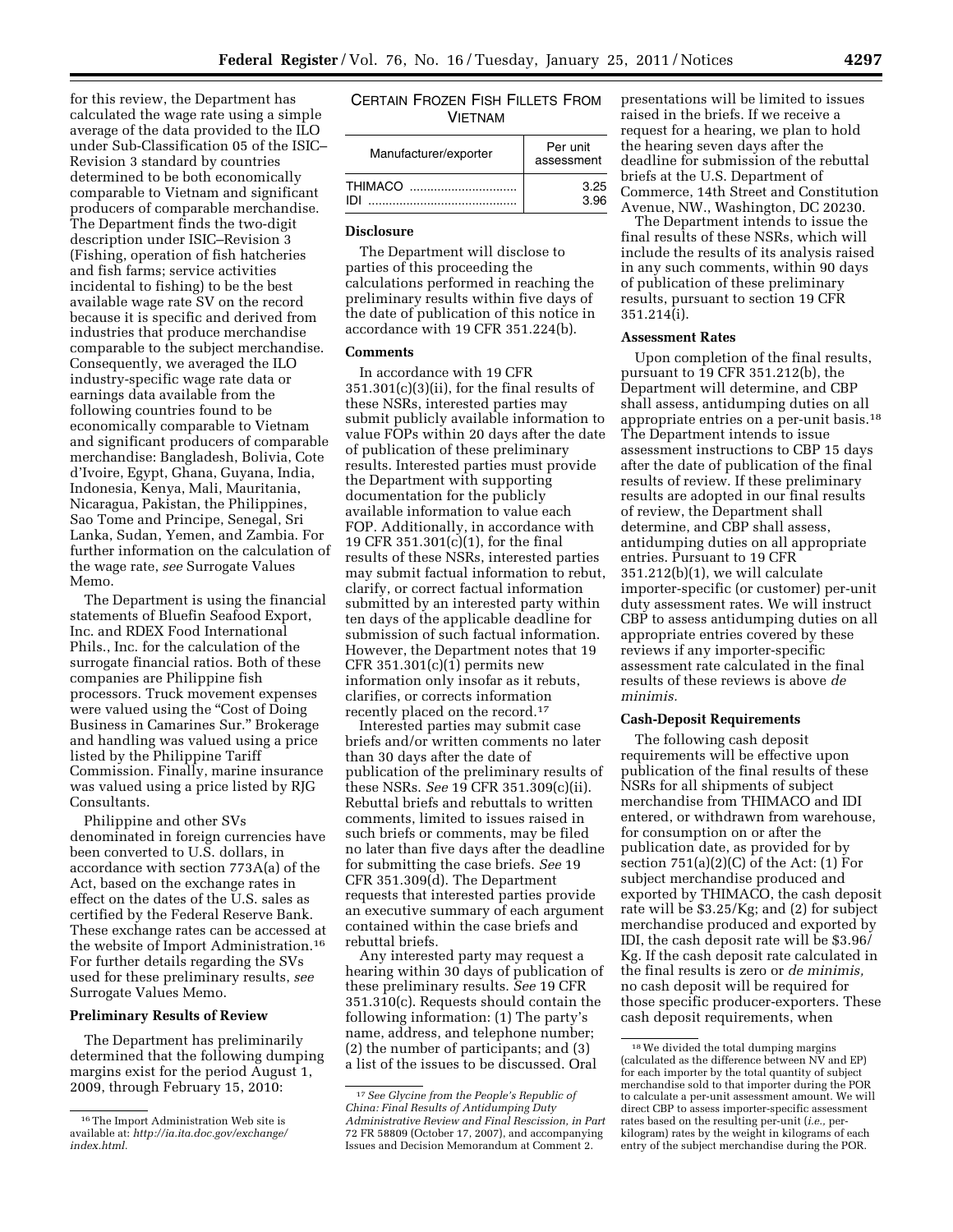for this review, the Department has calculated the wage rate using a simple average of the data provided to the ILO under Sub-Classification 05 of the ISIC–Revision 3 standard by countries determined to be both economically comparable to Vietnam and significant producers of comparable merchandise. The Department finds the two-digit description under ISIC–Revision 3 (Fishing, operation of fish hatcheries and fish farms; service activities incidental to fishing) to be the best available wage rate SV on the record because it is specific and derived from industries that produce merchandise comparable to the subject merchandise. Consequently, we averaged the ILO industry-specific wage rate data or earnings data available from the following countries found to be economically comparable to Vietnam and significant producers of comparable merchandise: Bangladesh, Bolivia, Cote d'Ivoire, Egypt, Ghana, Guyana, India, Indonesia, Kenya, Mali, Mauritania, Nicaragua, Pakistan, the Philippines, Sao Tome and Principe, Senegal, Sri Lanka, Sudan, Yemen, and Zambia. For further information on the calculation of the wage rate, *see* Surrogate Values Memo.

The Department is using the financial statements of Bluefin Seafood Export, Inc. and RDEX Food International Phils., Inc. for the calculation of the surrogate financial ratios. Both of these companies are Philippine fish processors. Truck movement expenses were valued using the "Cost of Doing Business in Camarines Sur." Brokerage and handling was valued using a price listed by the Philippine Tariff Commission. Finally, marine insurance was valued using a price listed by RJG Consultants.

Philippine and other SVs denominated in foreign currencies have been converted to U.S. dollars, in accordance with section 773A(a) of the Act, based on the exchange rates in effect on the dates of the U.S. sales as certified by the Federal Reserve Bank. These exchange rates can be accessed at the website of Import Administration.[16] For further details regarding the SVs used for these preliminary results, *see* Surrogate Values Memo.

**Preliminary Results of Review**

The Department has preliminarily determined that the following dumping margins exist for the period August 1, 2009, through February 15, 2010:

CERTAIN FROZEN FISH FILLETS FROM VIETNAM

| Manufacturer/exporter | Per unit assessment |
|---|---|
| THIMACO | 3.25 |
| IDI | 3.96 |

**Disclosure**

The Department will disclose to parties of this proceeding the calculations performed in reaching the preliminary results within five days of the date of publication of this notice in accordance with 19 CFR 351.224(b).

**Comments**

In accordance with 19 CFR 351.301(c)(3)(ii), for the final results of these NSRs, interested parties may submit publicly available information to value FOPs within 20 days after the date of publication of these preliminary results. Interested parties must provide the Department with supporting documentation for the publicly available information to value each FOP. Additionally, in accordance with 19 CFR 351.301(c)(1), for the final results of these NSRs, interested parties may submit factual information to rebut, clarify, or correct factual information submitted by an interested party within ten days of the applicable deadline for submission of such factual information. However, the Department notes that 19 CFR 351.301(c)(1) permits new information only insofar as it rebuts, clarifies, or corrects information recently placed on the record.[17]

Interested parties may submit case briefs and/or written comments no later than 30 days after the date of publication of the preliminary results of these NSRs. *See* 19 CFR 351.309(c)(ii). Rebuttal briefs and rebuttals to written comments, limited to issues raised in such briefs or comments, may be filed no later than five days after the deadline for submitting the case briefs. *See* 19 CFR 351.309(d). The Department requests that interested parties provide an executive summary of each argument contained within the case briefs and rebuttal briefs.

Any interested party may request a hearing within 30 days of publication of these preliminary results. *See* 19 CFR 351.310(c). Requests should contain the following information: (1) The party's name, address, and telephone number; (2) the number of participants; and (3) a list of the issues to be discussed. Oral presentations will be limited to issues raised in the briefs. If we receive a request for a hearing, we plan to hold the hearing seven days after the deadline for submission of the rebuttal briefs at the U.S. Department of Commerce, 14th Street and Constitution Avenue, NW., Washington, DC 20230.

The Department intends to issue the final results of these NSRs, which will include the results of its analysis raised in any such comments, within 90 days of publication of these preliminary results, pursuant to section 19 CFR 351.214(i).

**Assessment Rates**

Upon completion of the final results, pursuant to 19 CFR 351.212(b), the Department will determine, and CBP shall assess, antidumping duties on all appropriate entries on a per-unit basis.[18] The Department intends to issue assessment instructions to CBP 15 days after the date of publication of the final results of review. If these preliminary results are adopted in our final results of review, the Department shall determine, and CBP shall assess, antidumping duties on all appropriate entries. Pursuant to 19 CFR 351.212(b)(1), we will calculate importer-specific (or customer) per-unit duty assessment rates. We will instruct CBP to assess antidumping duties on all appropriate entries covered by these reviews if any importer-specific assessment rate calculated in the final results of these reviews is above *de minimis.*

**Cash-Deposit Requirements**

The following cash deposit requirements will be effective upon publication of the final results of these NSRs for all shipments of subject merchandise from THIMACO and IDI entered, or withdrawn from warehouse, for consumption on or after the publication date, as provided for by section 751(a)(2)(C) of the Act: (1) For subject merchandise produced and exported by THIMACO, the cash deposit rate will be $3.25/Kg; and (2) for subject merchandise produced and exported by IDI, the cash deposit rate will be $3.96/Kg. If the cash deposit rate calculated in the final results is zero or *de minimis,* no cash deposit will be required for those specific producer-exporters. These cash deposit requirements, when

---

[16] The Import Administration Web site is available at: *http://ia.ita.doc.gov/exchange/index.html.*

[17] *See Glycine from the People's Republic of China: Final Results of Antidumping Duty Administrative Review and Final Rescission, in Part* 72 FR 58809 (October 17, 2007), and accompanying Issues and Decision Memorandum at Comment 2.

[18] We divided the total dumping margins (calculated as the difference between NV and EP) for each importer by the total quantity of subject merchandise sold to that importer during the POR to calculate a per-unit assessment amount. We will direct CBP to assess importer-specific assessment rates based on the resulting per-unit (*i.e.,* per-kilogram) rates by the weight in kilograms of each entry of the subject merchandise during the POR.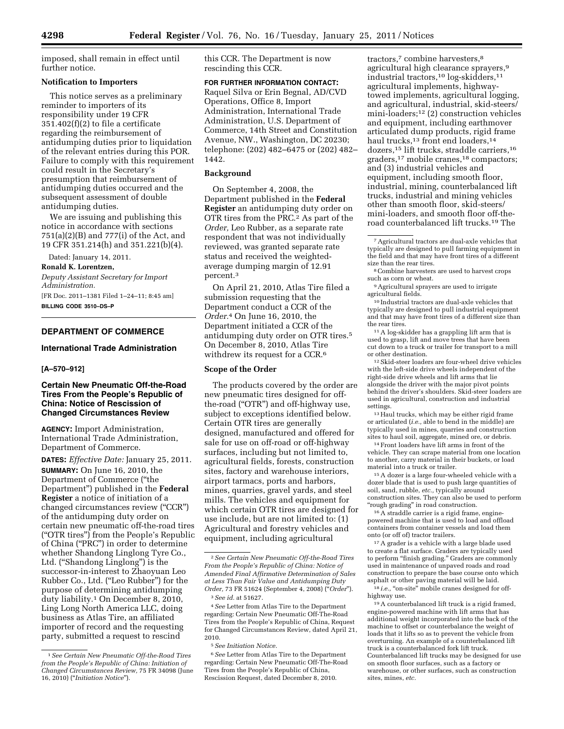imposed, shall remain in effect until further notice.

**Notification to Importers**

This notice serves as a preliminary reminder to importers of its responsibility under 19 CFR 351.402(f)(2) to file a certificate regarding the reimbursement of antidumping duties prior to liquidation of the relevant entries during this POR. Failure to comply with this requirement could result in the Secretary's presumption that reimbursement of antidumping duties occurred and the subsequent assessment of double antidumping duties.

We are issuing and publishing this notice in accordance with sections 751(a)(2)(B) and 777(i) of the Act, and 19 CFR 351.214(h) and 351.221(b)(4).

Dated: January 14, 2011.

**Ronald K. Lorentzen,**

*Deputy Assistant Secretary for Import Administration.*

[FR Doc. 2011–1381 Filed 1–24–11; 8:45 am]

**BILLING CODE 3510–DS–P**

---

## DEPARTMENT OF COMMERCE

### International Trade Administration

**[A–570–912]**

### Certain New Pneumatic Off-the-Road Tires From the People's Republic of China: Notice of Rescission of Changed Circumstances Review

**AGENCY:** Import Administration, International Trade Administration, Department of Commerce.

**DATES:** *Effective Date:* January 25, 2011.

**SUMMARY:** On June 16, 2010, the Department of Commerce ("the Department") published in the **Federal Register** a notice of initiation of a changed circumstances review ("CCR") of the antidumping duty order on certain new pneumatic off-the-road tires ("OTR tires") from the People's Republic of China ("PRC") in order to determine whether Shandong Linglong Tyre Co., Ltd. ("Shandong Linglong") is the successor-in-interest to Zhaoyuan Leo Rubber Co., Ltd. ("Leo Rubber") for the purpose of determining antidumping duty liability.[1] On December 8, 2010, Ling Long North America LLC, doing business as Atlas Tire, an affiliated importer of record and the requesting party, submitted a request to rescind this CCR. The Department is now rescinding this CCR.

**FOR FURTHER INFORMATION CONTACT:** Raquel Silva or Erin Begnal, AD/CVD Operations, Office 8, Import Administration, International Trade Administration, U.S. Department of Commerce, 14th Street and Constitution Avenue, NW., Washington, DC 20230; telephone: (202) 482–6475 or (202) 482–1442.

**Background**

On September 4, 2008, the Department published in the **Federal Register** an antidumping duty order on OTR tires from the PRC.[2] As part of the *Order,* Leo Rubber, as a separate rate respondent that was not individually reviewed, was granted separate rate status and received the weighted-average dumping margin of 12.91 percent.[3]

On April 21, 2010, Atlas Tire filed a submission requesting that the Department conduct a CCR of the *Order.*[4] On June 16, 2010, the Department initiated a CCR of the antidumping duty order on OTR tires.[5] On December 8, 2010, Atlas Tire withdrew its request for a CCR.[6]

**Scope of the Order**

The products covered by the order are new pneumatic tires designed for off-the-road ("OTR") and off-highway use, subject to exceptions identified below. Certain OTR tires are generally designed, manufactured and offered for sale for use on off-road or off-highway surfaces, including but not limited to, agricultural fields, forests, construction sites, factory and warehouse interiors, airport tarmacs, ports and harbors, mines, quarries, gravel yards, and steel mills. The vehicles and equipment for which certain OTR tires are designed for use include, but are not limited to: (1) Agricultural and forestry vehicles and equipment, including agricultural tractors,[7] combine harvesters,[8] agricultural high clearance sprayers,[9] industrial tractors,[10] log-skidders,[11] agricultural implements, highway-towed implements, agricultural logging, and agricultural, industrial, skid-steers/mini-loaders;[12] (2) construction vehicles and equipment, including earthmover articulated dump products, rigid frame haul trucks,[13] front end loaders,[14] dozers,[15] lift trucks, straddle carriers,[16] graders,[17] mobile cranes,[18] compactors; and (3) industrial vehicles and equipment, including smooth floor, industrial, mining, counterbalanced lift trucks, industrial and mining vehicles other than smooth floor, skid-steers/mini-loaders, and smooth floor off-the-road counterbalanced lift trucks.[19] The

---

[1] *See Certain New Pneumatic Off-the-Road Tires from the People's Republic of China: Initiation of Changed Circumstances Review,* 75 FR 34098 (June 16, 2010) ("*Initiation Notice*").

[2] *See Certain New Pneumatic Off-the-Road Tires From the People's Republic of China: Notice of Amended Final Affirmative Determination of Sales at Less Than Fair Value and Antidumping Duty Order,* 73 FR 51624 (September 4, 2008) ("*Order*").

[3] *See id.* at 51627.

[4] *See* Letter from Atlas Tire to the Department regarding: Certain New Pneumatic Off-The-Road Tires from the People's Republic of China, Request for Changed Circumstances Review, dated April 21, 2010.

[5] *See Initiation Notice.*

[6] *See* Letter from Atlas Tire to the Department regarding: Certain New Pneumatic Off-The-Road Tires from the People's Republic of China, Rescission Request, dated December 8, 2010.

[7] Agricultural tractors are dual-axle vehicles that typically are designed to pull farming equipment in the field and that may have front tires of a different size than the rear tires.

[8] Combine harvesters are used to harvest crops such as corn or wheat.

[9] Agricultural sprayers are used to irrigate agricultural fields.

[10] Industrial tractors are dual-axle vehicles that typically are designed to pull industrial equipment and that may have front tires of a different size than the rear tires.

[11] A log-skidder has a grappling lift arm that is used to grasp, lift and move trees that have been cut down to a truck or trailer for transport to a mill or other destination.

[12] Skid-steer loaders are four-wheel drive vehicles with the left-side drive wheels independent of the right-side drive wheels and lift arms that lie alongside the driver with the major pivot points behind the driver's shoulders. Skid-steer loaders are used in agricultural, construction and industrial settings.

[13] Haul trucks, which may be either rigid frame or articulated (*i.e.,* able to bend in the middle) are typically used in mines, quarries and construction sites to haul soil, aggregate, mined ore, or debris.

[14] Front loaders have lift arms in front of the vehicle. They can scrape material from one location to another, carry material in their buckets, or load material into a truck or trailer.

[15] A dozer is a large four-wheeled vehicle with a dozer blade that is used to push large quantities of soil, sand, rubble, *etc.,* typically around construction sites. They can also be used to perform "rough grading" in road construction.

[16] A straddle carrier is a rigid frame, engine-powered machine that is used to load and offload containers from container vessels and load them onto (or off of) tractor trailers.

[17] A grader is a vehicle with a large blade used to create a flat surface. Graders are typically used to perform "finish grading." Graders are commonly used in maintenance of unpaved roads and road construction to prepare the base course onto which asphalt or other paving material will be laid.

[18] *i.e.,* "on-site" mobile cranes designed for off-highway use.

[19] A counterbalanced lift truck is a rigid framed, engine-powered machine with lift arms that has additional weight incorporated into the back of the machine to offset or counterbalance the weight of loads that it lifts so as to prevent the vehicle from overturning. An example of a counterbalanced lift truck is a counterbalanced fork lift truck. Counterbalanced lift trucks may be designed for use on smooth floor surfaces, such as a factory or warehouse, or other surfaces, such as construction sites, mines, *etc.*